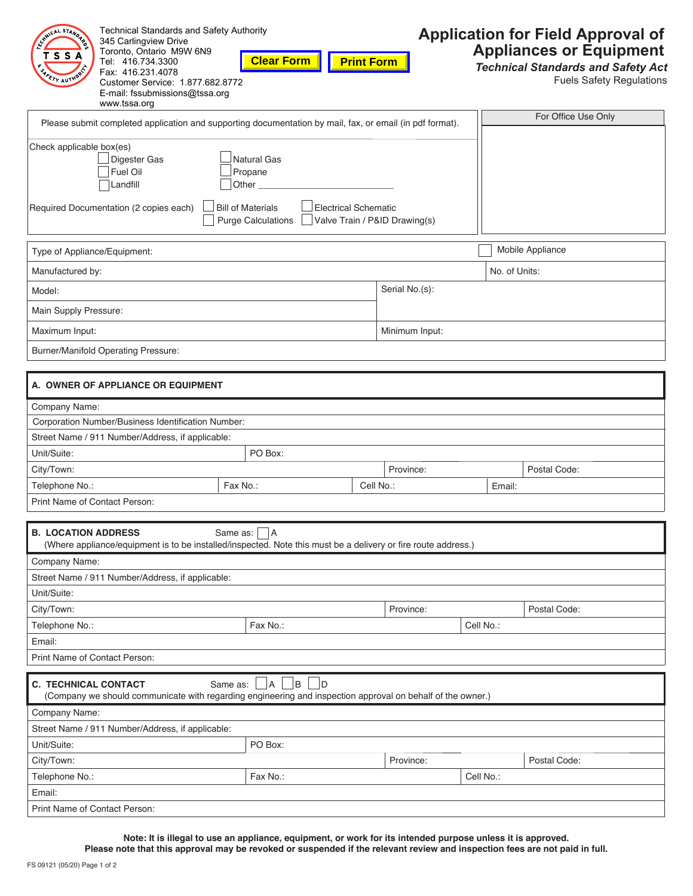Technical Standards and Safety Authority
345 Carlingview Drive
Toronto, Ontario M9W 6N9
Tel: 416.734.3300
Fax: 416.231.4078
Customer Service: 1.877.682.8772
E-mail: fssubmissions@tssa.org
www.tssa.org

Clear Form | Print Form

# Application for Field Approval of Appliances or Equipment

***Technical Standards and Safety Act***

Fuels Safety Regulations

Please submit completed application and supporting documentation by mail, fax, or email (in pdf format).

For Office Use Only

Check applicable box(es)

- ☐ Digester Gas
- ☐ Fuel Oil
- ☐ Landfill
- ☐ Natural Gas
- ☐ Propane
- ☐ Other ______________________

Required Documentation (2 copies each)

- ☐ Bill of Materials
- ☐ Purge Calculations
- ☐ Electrical Schematic
- ☐ Valve Train / P&ID Drawing(s)

| | |
|---|---|
| Type of Appliance/Equipment: | ☐ Mobile Appliance |
| Manufactured by: | No. of Units: |
| Model: | Serial No.(s): |
| Main Supply Pressure: | |
| Maximum Input: | Minimum Input: |
| Burner/Manifold Operating Pressure: | |

## A. OWNER OF APPLIANCE OR EQUIPMENT

| | | | |
|---|---|---|---|
| Company Name: | | | |
| Corporation Number/Business Identification Number: | | | |
| Street Name / 911 Number/Address, if applicable: | | | |
| Unit/Suite: | PO Box: | | |
| City/Town: | | Province: | Postal Code: |
| Telephone No.: | Fax No.: | Cell No.: | Email: |
| Print Name of Contact Person: | | | |

## B. LOCATION ADDRESS

Same as: ☐ A

(Where appliance/equipment is to be installed/inspected. Note this must be a delivery or fire route address.)

| | | | |
|---|---|---|---|
| Company Name: | | | |
| Street Name / 911 Number/Address, if applicable: | | | |
| Unit/Suite: | | | |
| City/Town: | | Province: | Postal Code: |
| Telephone No.: | Fax No.: | Cell No.: | |
| Email: | | | |
| Print Name of Contact Person: | | | |

## C. TECHNICAL CONTACT

Same as: ☐ A ☐ B ☐ D

(Company we should communicate with regarding engineering and inspection approval on behalf of the owner.)

| | | | |
|---|---|---|---|
| Company Name: | | | |
| Street Name / 911 Number/Address, if applicable: | | | |
| Unit/Suite: | PO Box: | | |
| City/Town: | | Province: | Postal Code: |
| Telephone No.: | Fax No.: | Cell No.: | |
| Email: | | | |
| Print Name of Contact Person: | | | |

**Note: It is illegal to use an appliance, equipment, or work for its intended purpose unless it is approved.**
**Please note that this approval may be revoked or suspended if the relevant review and inspection fees are not paid in full.**

FS 09121 (05/20)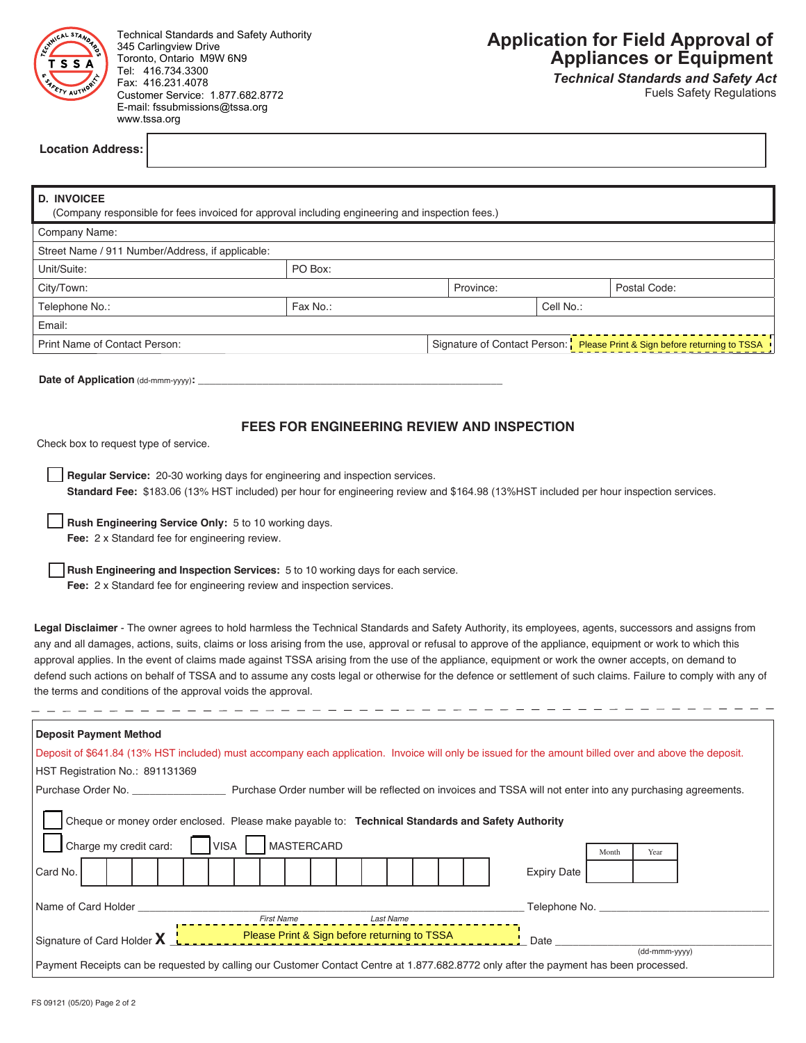Technical Standards and Safety Authority
345 Carlingview Drive
Toronto, Ontario M9W 6N9
Tel: 416.734.3300
Fax: 416.231.4078
Customer Service: 1.877.682.8772
E-mail: fssubmissions@tssa.org
www.tssa.org

# Application for Field Approval of Appliances or Equipment

***Technical Standards and Safety Act***

Fuels Safety Regulations

**Location Address:**

## D. INVOICEE

(Company responsible for fees invoiced for approval including engineering and inspection fees.)

| | | | |
|---|---|---|---|
| Company Name: | | | |
| Street Name / 911 Number/Address, if applicable: | | | |
| Unit/Suite: | PO Box: | | |
| City/Town: | | Province: | Postal Code: |
| Telephone No.: | Fax No.: | Cell No.: | |
| Email: | | | |
| Print Name of Contact Person: | | Signature of Contact Person: Please Print & Sign before returning to TSSA | |

**Date of Application** (dd-mmm-yyyy)**:** ____________________

## FEES FOR ENGINEERING REVIEW AND INSPECTION

Check box to request type of service.

☐ **Regular Service:** 20-30 working days for engineering and inspection services.
**Standard Fee:** $183.06 (13% HST included) per hour for engineering review and $164.98 (13%HST included per hour inspection services.

☐ **Rush Engineering Service Only:** 5 to 10 working days.
**Fee:** 2 x Standard fee for engineering review.

☐ **Rush Engineering and Inspection Services:** 5 to 10 working days for each service.
**Fee:** 2 x Standard fee for engineering review and inspection services.

**Legal Disclaimer** - The owner agrees to hold harmless the Technical Standards and Safety Authority, its employees, agents, successors and assigns from any and all damages, actions, suits, claims or loss arising from the use, approval or refusal to approve of the appliance, equipment or work to which this approval applies. In the event of claims made against TSSA arising from the use of the appliance, equipment or work the owner accepts, on demand to defend such actions on behalf of TSSA and to assume any costs legal or otherwise for the defence or settlement of such claims. Failure to comply with any of the terms and conditions of the approval voids the approval.

**Deposit Payment Method**

Deposit of $641.84 (13% HST included) must accompany each application. Invoice will only be issued for the amount billed over and above the deposit.

HST Registration No.: 891131369

Purchase Order No. ______________ Purchase Order number will be reflected on invoices and TSSA will not enter into any purchasing agreements.

☐ Cheque or money order enclosed. Please make payable to: **Technical Standards and Safety Authority**

☐ Charge my credit card: ☐ VISA ☐ MASTERCARD

Card No. ____________________ Expiry Date Month ____ Year ____

Name of Card Holder ____________________ (First Name, Last Name) Telephone No. ____________________

Signature of Card Holder **X** Please Print & Sign before returning to TSSA Date ____________________ (dd-mmm-yyyy)

Payment Receipts can be requested by calling our Customer Contact Centre at 1.877.682.8772 only after the payment has been processed.

FS 09121 (05/20)